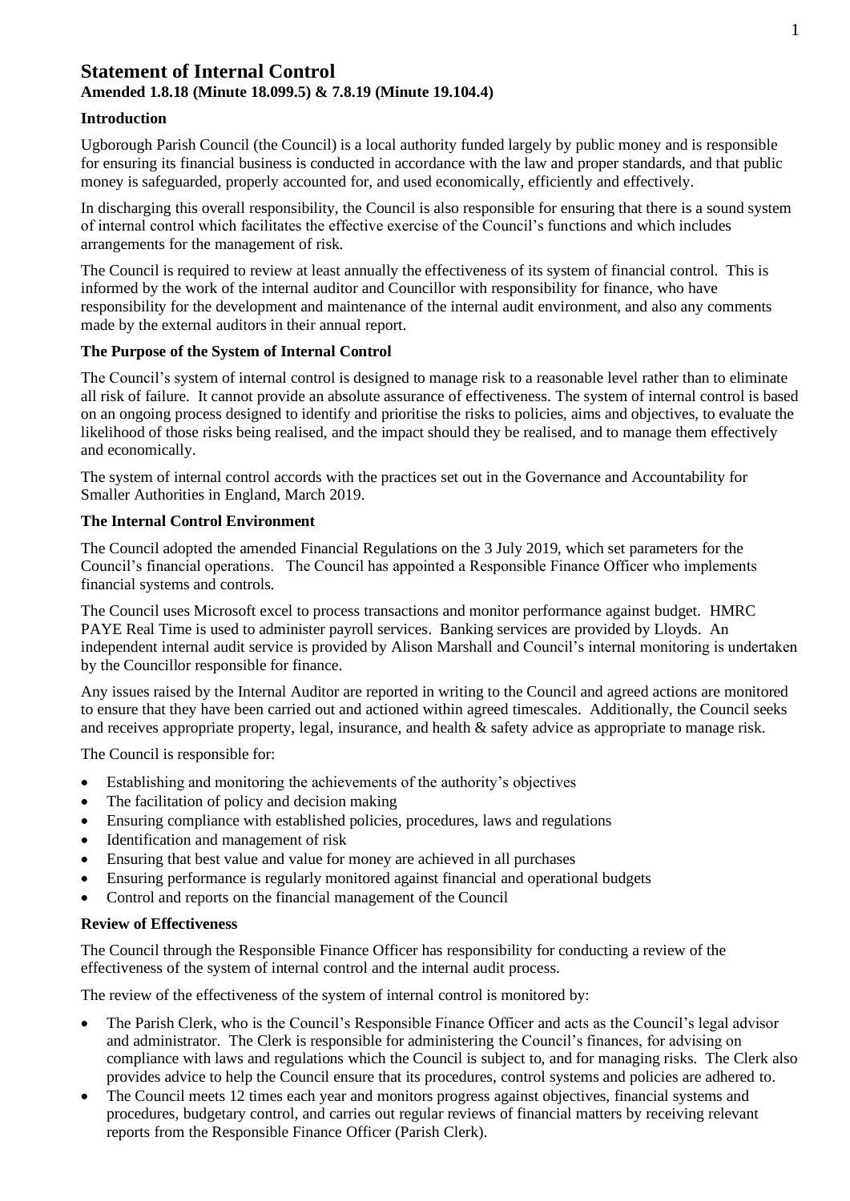# Statement of Internal Control

**Amended 1.8.18 (Minute 18.099.5) & 7.8.19 (Minute 19.104.4)**

## Introduction

Ugborough Parish Council (the Council) is a local authority funded largely by public money and is responsible for ensuring its financial business is conducted in accordance with the law and proper standards, and that public money is safeguarded, properly accounted for, and used economically, efficiently and effectively.

In discharging this overall responsibility, the Council is also responsible for ensuring that there is a sound system of internal control which facilitates the effective exercise of the Council's functions and which includes arrangements for the management of risk.

The Council is required to review at least annually the effectiveness of its system of financial control. This is informed by the work of the internal auditor and Councillor with responsibility for finance, who have responsibility for the development and maintenance of the internal audit environment, and also any comments made by the external auditors in their annual report.

## The Purpose of the System of Internal Control

The Council's system of internal control is designed to manage risk to a reasonable level rather than to eliminate all risk of failure. It cannot provide an absolute assurance of effectiveness. The system of internal control is based on an ongoing process designed to identify and prioritise the risks to policies, aims and objectives, to evaluate the likelihood of those risks being realised, and the impact should they be realised, and to manage them effectively and economically.

The system of internal control accords with the practices set out in the Governance and Accountability for Smaller Authorities in England, March 2019.

## The Internal Control Environment

The Council adopted the amended Financial Regulations on the 3 July 2019, which set parameters for the Council's financial operations. The Council has appointed a Responsible Finance Officer who implements financial systems and controls.

The Council uses Microsoft excel to process transactions and monitor performance against budget. HMRC PAYE Real Time is used to administer payroll services. Banking services are provided by Lloyds. An independent internal audit service is provided by Alison Marshall and Council's internal monitoring is undertaken by the Councillor responsible for finance.

Any issues raised by the Internal Auditor are reported in writing to the Council and agreed actions are monitored to ensure that they have been carried out and actioned within agreed timescales. Additionally, the Council seeks and receives appropriate property, legal, insurance, and health & safety advice as appropriate to manage risk.

The Council is responsible for:

- Establishing and monitoring the achievements of the authority's objectives
- The facilitation of policy and decision making
- Ensuring compliance with established policies, procedures, laws and regulations
- Identification and management of risk
- Ensuring that best value and value for money are achieved in all purchases
- Ensuring performance is regularly monitored against financial and operational budgets
- Control and reports on the financial management of the Council

## Review of Effectiveness

The Council through the Responsible Finance Officer has responsibility for conducting a review of the effectiveness of the system of internal control and the internal audit process.

The review of the effectiveness of the system of internal control is monitored by:

- The Parish Clerk, who is the Council's Responsible Finance Officer and acts as the Council's legal advisor and administrator. The Clerk is responsible for administering the Council's finances, for advising on compliance with laws and regulations which the Council is subject to, and for managing risks. The Clerk also provides advice to help the Council ensure that its procedures, control systems and policies are adhered to.
- The Council meets 12 times each year and monitors progress against objectives, financial systems and procedures, budgetary control, and carries out regular reviews of financial matters by receiving relevant reports from the Responsible Finance Officer (Parish Clerk).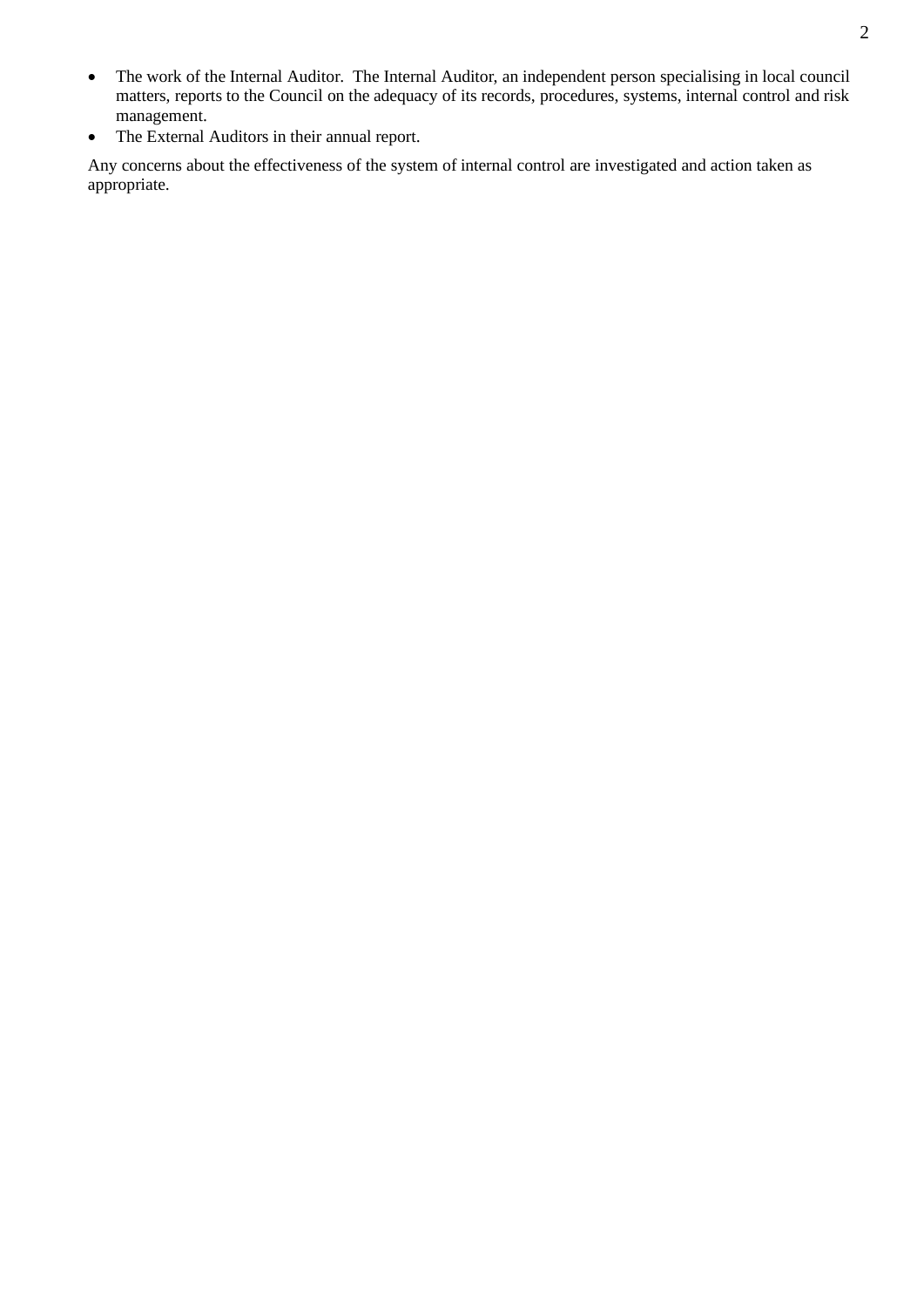- The work of the Internal Auditor. The Internal Auditor, an independent person specialising in local council matters, reports to the Council on the adequacy of its records, procedures, systems, internal control and risk management.
- The External Auditors in their annual report.

Any concerns about the effectiveness of the system of internal control are investigated and action taken as appropriate.